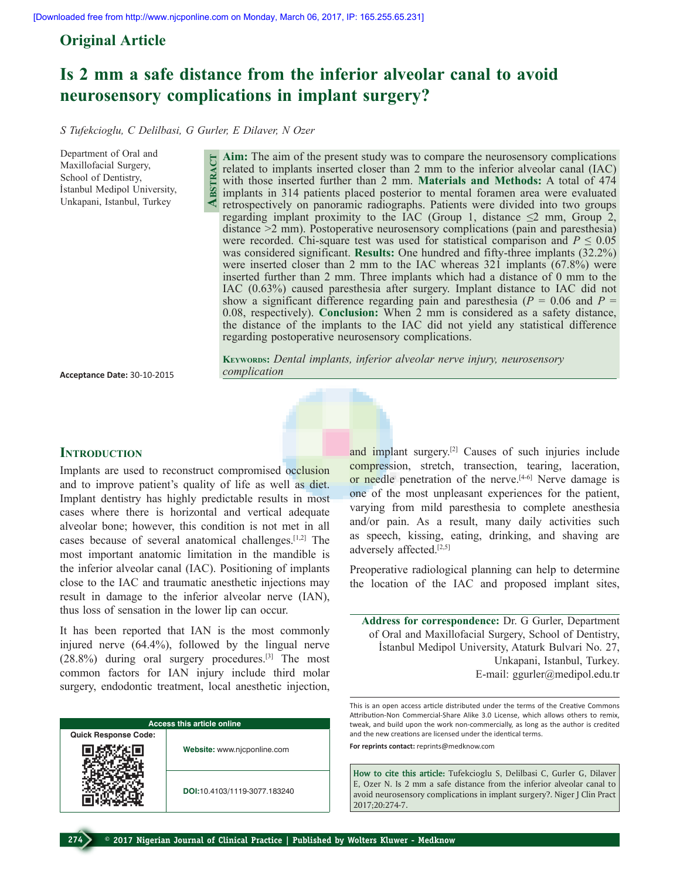Original Article

# Is 2 mm a safe distance from the inferior alveolar canal to avoid neurosensory complications in implant surgery?

*S Tufekcioglu, C Delilbasi, G Gurler, E Dilaver, N Ozer*

Department of Oral and Maxillofacial Surgery, School of Dentistry, İstanbul Medipol University, Unkapani, Istanbul, Turkey

## Abstract

**Aim:** The aim of the present study was to compare the neurosensory complications related to implants inserted closer than 2 mm to the inferior alveolar canal (IAC) with those inserted further than 2 mm. **Materials and Methods:** A total of 474 implants in 314 patients placed posterior to mental foramen area were evaluated retrospectively on panoramic radiographs. Patients were divided into two groups regarding implant proximity to the IAC (Group 1, distance ≤2 mm, Group 2, distance >2 mm). Postoperative neurosensory complications (pain and paresthesia) were recorded. Chi-square test was used for statistical comparison and $P \leq 0.05$ was considered significant. **Results:** One hundred and fifty-three implants (32.2%) were inserted closer than 2 mm to the IAC whereas 321 implants (67.8%) were inserted further than 2 mm. Three implants which had a distance of 0 mm to the IAC (0.63%) caused paresthesia after surgery. Implant distance to IAC did not show a significant difference regarding pain and paresthesia ($P = 0.06$ and $P = 0.08$, respectively). **Conclusion:** When 2 mm is considered as a safety distance, the distance of the implants to the IAC did not yield any statistical difference regarding postoperative neurosensory complications.

**Keywords:** *Dental implants, inferior alveolar nerve injury, neurosensory complication*

**Acceptance Date:** 30-10-2015

## Introduction

Implants are used to reconstruct compromised occlusion and to improve patient's quality of life as well as diet. Implant dentistry has highly predictable results in most cases where there is horizontal and vertical adequate alveolar bone; however, this condition is not met in all cases because of several anatomical challenges.[1,2] The most important anatomic limitation in the mandible is the inferior alveolar canal (IAC). Positioning of implants close to the IAC and traumatic anesthetic injections may result in damage to the inferior alveolar nerve (IAN), thus loss of sensation in the lower lip can occur.

It has been reported that IAN is the most commonly injured nerve (64.4%), followed by the lingual nerve (28.8%) during oral surgery procedures.[3] The most common factors for IAN injury include third molar surgery, endodontic treatment, local anesthetic injection, and implant surgery.[2] Causes of such injuries include compression, stretch, transection, tearing, laceration, or needle penetration of the nerve.[4-6] Nerve damage is one of the most unpleasant experiences for the patient, varying from mild paresthesia to complete anesthesia and/or pain. As a result, many daily activities such as speech, kissing, eating, drinking, and shaving are adversely affected.[2,5]

Preoperative radiological planning can help to determine the location of the IAC and proposed implant sites,

**Address for correspondence:** Dr. G Gurler, Department of Oral and Maxillofacial Surgery, School of Dentistry, İstanbul Medipol University, Ataturk Bulvari No. 27, Unkapani, Istanbul, Turkey. E-mail: ggurler@medipol.edu.tr

| Access this article online | |
|---|---|
| Quick Response Code: | Website: www.njcponline.com |
| | DOI:10.4103/1119-3077.183240 |

This is an open access article distributed under the terms of the Creative Commons Attribution-Non Commercial-Share Alike 3.0 License, which allows others to remix, tweak, and build upon the work non-commercially, as long as the author is credited and the new creations are licensed under the identical terms.

**For reprints contact:** reprints@medknow.com

**How to cite this article:** Tufekcioglu S, Delilbasi C, Gurler G, Dilaver E, Ozer N. Is 2 mm a safe distance from the inferior alveolar canal to avoid neurosensory complications in implant surgery?. Niger J Clin Pract 2017;20:274-7.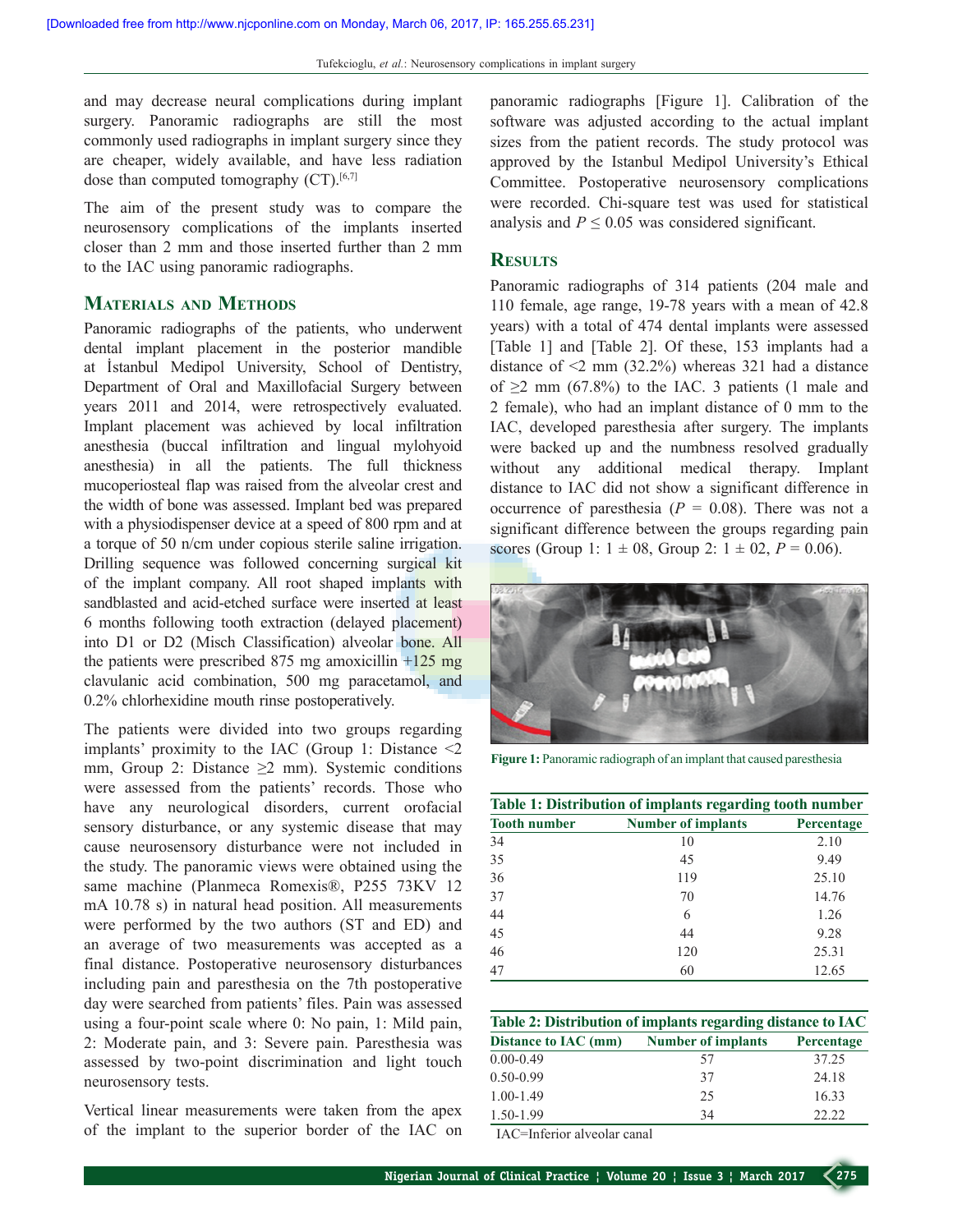and may decrease neural complications during implant surgery. Panoramic radiographs are still the most commonly used radiographs in implant surgery since they are cheaper, widely available, and have less radiation dose than computed tomography (CT).[6,7]

The aim of the present study was to compare the neurosensory complications of the implants inserted closer than 2 mm and those inserted further than 2 mm to the IAC using panoramic radiographs.

## Materials and Methods

Panoramic radiographs of the patients, who underwent dental implant placement in the posterior mandible at İstanbul Medipol University, School of Dentistry, Department of Oral and Maxillofacial Surgery between years 2011 and 2014, were retrospectively evaluated. Implant placement was achieved by local infiltration anesthesia (buccal infiltration and lingual mylohyoid anesthesia) in all the patients. The full thickness mucoperiosteal flap was raised from the alveolar crest and the width of bone was assessed. Implant bed was prepared with a physiodispenser device at a speed of 800 rpm and at a torque of 50 n/cm under copious sterile saline irrigation. Drilling sequence was followed concerning surgical kit of the implant company. All root shaped implants with sandblasted and acid-etched surface were inserted at least 6 months following tooth extraction (delayed placement) into D1 or D2 (Misch Classification) alveolar bone. All the patients were prescribed 875 mg amoxicillin +125 mg clavulanic acid combination, 500 mg paracetamol, and 0.2% chlorhexidine mouth rinse postoperatively.

The patients were divided into two groups regarding implants' proximity to the IAC (Group 1: Distance <2 mm, Group 2: Distance ≥2 mm). Systemic conditions were assessed from the patients' records. Those who have any neurological disorders, current orofacial sensory disturbance, or any systemic disease that may cause neurosensory disturbance were not included in the study. The panoramic views were obtained using the same machine (Planmeca Romexis®, P255 73KV 12 mA 10.78 s) in natural head position. All measurements were performed by the two authors (ST and ED) and an average of two measurements was accepted as a final distance. Postoperative neurosensory disturbances including pain and paresthesia on the 7th postoperative day were searched from patients' files. Pain was assessed using a four-point scale where 0: No pain, 1: Mild pain, 2: Moderate pain, and 3: Severe pain. Paresthesia was assessed by two-point discrimination and light touch neurosensory tests.

Vertical linear measurements were taken from the apex of the implant to the superior border of the IAC on panoramic radiographs [Figure 1]. Calibration of the software was adjusted according to the actual implant sizes from the patient records. The study protocol was approved by the Istanbul Medipol University's Ethical Committee. Postoperative neurosensory complications were recorded. Chi-square test was used for statistical analysis and $P \leq 0.05$ was considered significant.

## Results

Panoramic radiographs of 314 patients (204 male and 110 female, age range, 19-78 years with a mean of 42.8 years) with a total of 474 dental implants were assessed [Table 1] and [Table 2]. Of these, 153 implants had a distance of <2 mm (32.2%) whereas 321 had a distance of ≥2 mm (67.8%) to the IAC. 3 patients (1 male and 2 female), who had an implant distance of 0 mm to the IAC, developed paresthesia after surgery. The implants were backed up and the numbness resolved gradually without any additional medical therapy. Implant distance to IAC did not show a significant difference in occurrence of paresthesia ($P = 0.08$). There was not a significant difference between the groups regarding pain scores (Group 1: 1 ± 08, Group 2: 1 ± 02, $P = 0.06$).

**Figure 1:** Panoramic radiograph of an implant that caused paresthesia

**Table 1: Distribution of implants regarding tooth number**

| Tooth number | Number of implants | Percentage |
|---|---|---|
| 34 | 10 | 2.10 |
| 35 | 45 | 9.49 |
| 36 | 119 | 25.10 |
| 37 | 70 | 14.76 |
| 44 | 6 | 1.26 |
| 45 | 44 | 9.28 |
| 46 | 120 | 25.31 |
| 47 | 60 | 12.65 |

**Table 2: Distribution of implants regarding distance to IAC**

| Distance to IAC (mm) | Number of implants | Percentage |
|---|---|---|
| 0.00-0.49 | 57 | 37.25 |
| 0.50-0.99 | 37 | 24.18 |
| 1.00-1.49 | 25 | 16.33 |
| 1.50-1.99 | 34 | 22.22 |

IAC=Inferior alveolar canal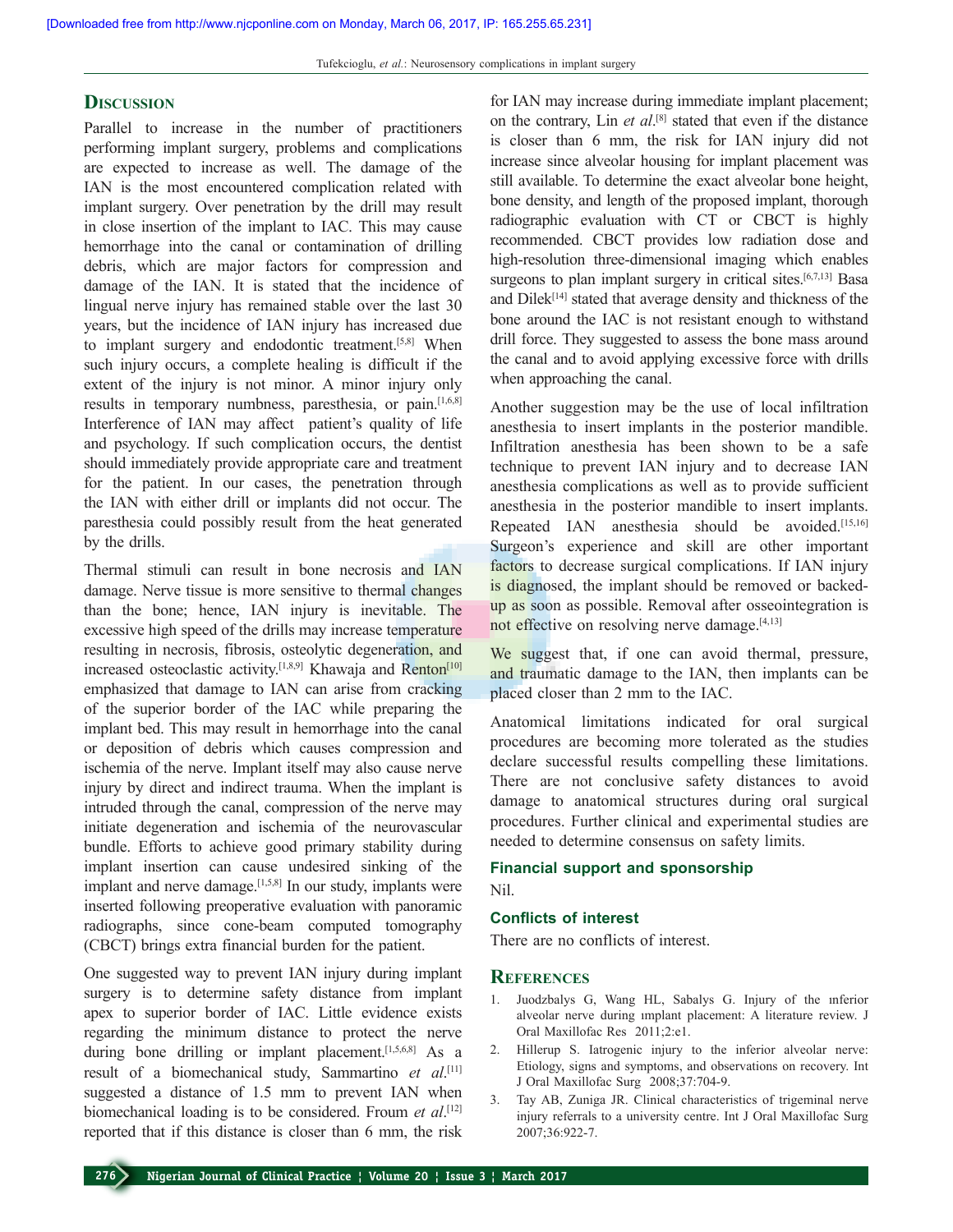## Discussion

Parallel to increase in the number of practitioners performing implant surgery, problems and complications are expected to increase as well. The damage of the IAN is the most encountered complication related with implant surgery. Over penetration by the drill may result in close insertion of the implant to IAC. This may cause hemorrhage into the canal or contamination of drilling debris, which are major factors for compression and damage of the IAN. It is stated that the incidence of lingual nerve injury has remained stable over the last 30 years, but the incidence of IAN injury has increased due to implant surgery and endodontic treatment.[5,8] When such injury occurs, a complete healing is difficult if the extent of the injury is not minor. A minor injury only results in temporary numbness, paresthesia, or pain.[1,6,8] Interference of IAN may affect patient's quality of life and psychology. If such complication occurs, the dentist should immediately provide appropriate care and treatment for the patient. In our cases, the penetration through the IAN with either drill or implants did not occur. The paresthesia could possibly result from the heat generated by the drills.

Thermal stimuli can result in bone necrosis and IAN damage. Nerve tissue is more sensitive to thermal changes than the bone; hence, IAN injury is inevitable. The excessive high speed of the drills may increase temperature resulting in necrosis, fibrosis, osteolytic degeneration, and increased osteoclastic activity.[1,8,9] Khawaja and Renton[10] emphasized that damage to IAN can arise from cracking of the superior border of the IAC while preparing the implant bed. This may result in hemorrhage into the canal or deposition of debris which causes compression and ischemia of the nerve. Implant itself may also cause nerve injury by direct and indirect trauma. When the implant is intruded through the canal, compression of the nerve may initiate degeneration and ischemia of the neurovascular bundle. Efforts to achieve good primary stability during implant insertion can cause undesired sinking of the implant and nerve damage.[1,5,8] In our study, implants were inserted following preoperative evaluation with panoramic radiographs, since cone-beam computed tomography (CBCT) brings extra financial burden for the patient.

One suggested way to prevent IAN injury during implant surgery is to determine safety distance from implant apex to superior border of IAC. Little evidence exists regarding the minimum distance to protect the nerve during bone drilling or implant placement.[1,5,6,8] As a result of a biomechanical study, Sammartino *et al*.[11] suggested a distance of 1.5 mm to prevent IAN when biomechanical loading is to be considered. Froum *et al*.[12] reported that if this distance is closer than 6 mm, the risk for IAN may increase during immediate implant placement; on the contrary, Lin *et al*.[8] stated that even if the distance is closer than 6 mm, the risk for IAN injury did not increase since alveolar housing for implant placement was still available. To determine the exact alveolar bone height, bone density, and length of the proposed implant, thorough radiographic evaluation with CT or CBCT is highly recommended. CBCT provides low radiation dose and high-resolution three-dimensional imaging which enables surgeons to plan implant surgery in critical sites.[6,7,13] Basa and Dilek[14] stated that average density and thickness of the bone around the IAC is not resistant enough to withstand drill force. They suggested to assess the bone mass around the canal and to avoid applying excessive force with drills when approaching the canal.

Another suggestion may be the use of local infiltration anesthesia to insert implants in the posterior mandible. Infiltration anesthesia has been shown to be a safe technique to prevent IAN injury and to decrease IAN anesthesia complications as well as to provide sufficient anesthesia in the posterior mandible to insert implants. Repeated IAN anesthesia should be avoided.[15,16] Surgeon's experience and skill are other important factors to decrease surgical complications. If IAN injury is diagnosed, the implant should be removed or backed-up as soon as possible. Removal after osseointegration is not effective on resolving nerve damage.[4,13]

We suggest that, if one can avoid thermal, pressure, and traumatic damage to the IAN, then implants can be placed closer than 2 mm to the IAC.

Anatomical limitations indicated for oral surgical procedures are becoming more tolerated as the studies declare successful results compelling these limitations. There are not conclusive safety distances to avoid damage to anatomical structures during oral surgical procedures. Further clinical and experimental studies are needed to determine consensus on safety limits.

### Financial support and sponsorship

Nil.

### Conflicts of interest

There are no conflicts of interest.

## References

1. Juodzbalys G, Wang HL, Sabalys G. Injury of the ınferior alveolar nerve during ımplant placement: A literature review. J Oral Maxillofac Res 2011;2:e1.
2. Hillerup S. Iatrogenic injury to the inferior alveolar nerve: Etiology, signs and symptoms, and observations on recovery. Int J Oral Maxillofac Surg 2008;37:704-9.
3. Tay AB, Zuniga JR. Clinical characteristics of trigeminal nerve injury referrals to a university centre. Int J Oral Maxillofac Surg 2007;36:922-7.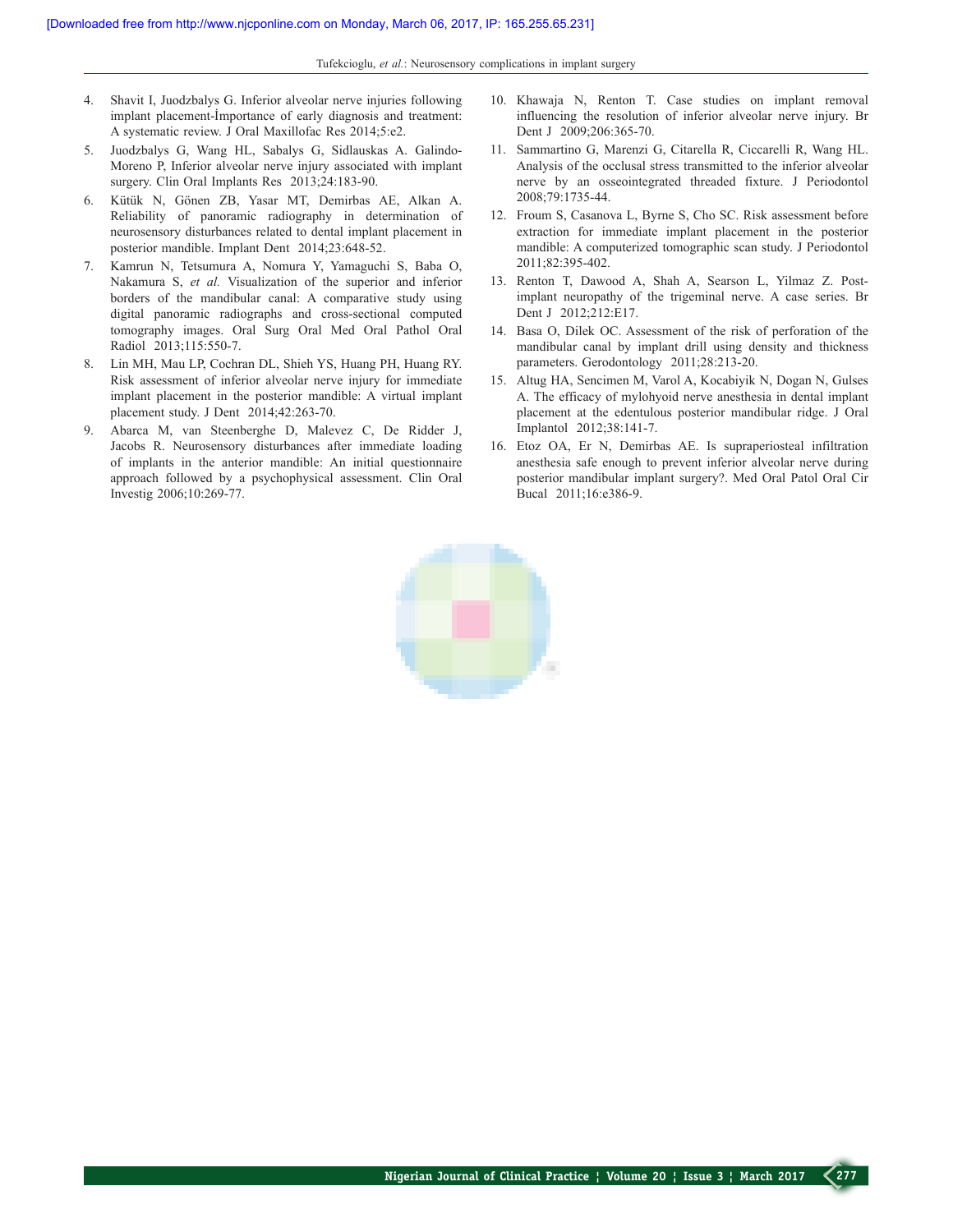4. Shavit I, Juodzbalys G. Inferior alveolar nerve injuries following implant placement-İmportance of early diagnosis and treatment: A systematic review. J Oral Maxillofac Res 2014;5:e2.
5. Juodzbalys G, Wang HL, Sabalys G, Sidlauskas A. Galindo-Moreno P, Inferior alveolar nerve injury associated with implant surgery. Clin Oral Implants Res 2013;24:183-90.
6. Kütük N, Gönen ZB, Yasar MT, Demirbas AE, Alkan A. Reliability of panoramic radiography in determination of neurosensory disturbances related to dental implant placement in posterior mandible. Implant Dent 2014;23:648-52.
7. Kamrun N, Tetsumura A, Nomura Y, Yamaguchi S, Baba O, Nakamura S, *et al.* Visualization of the superior and inferior borders of the mandibular canal: A comparative study using digital panoramic radiographs and cross-sectional computed tomography images. Oral Surg Oral Med Oral Pathol Oral Radiol 2013;115:550-7.
8. Lin MH, Mau LP, Cochran DL, Shieh YS, Huang PH, Huang RY. Risk assessment of inferior alveolar nerve injury for immediate implant placement in the posterior mandible: A virtual implant placement study. J Dent 2014;42:263-70.
9. Abarca M, van Steenberghe D, Malevez C, De Ridder J, Jacobs R. Neurosensory disturbances after immediate loading of implants in the anterior mandible: An initial questionnaire approach followed by a psychophysical assessment. Clin Oral Investig 2006;10:269-77.
10. Khawaja N, Renton T. Case studies on implant removal influencing the resolution of inferior alveolar nerve injury. Br Dent J 2009;206:365-70.
11. Sammartino G, Marenzi G, Citarella R, Ciccarelli R, Wang HL. Analysis of the occlusal stress transmitted to the inferior alveolar nerve by an osseointegrated threaded fixture. J Periodontol 2008;79:1735-44.
12. Froum S, Casanova L, Byrne S, Cho SC. Risk assessment before extraction for immediate implant placement in the posterior mandible: A computerized tomographic scan study. J Periodontol 2011;82:395-402.
13. Renton T, Dawood A, Shah A, Searson L, Yilmaz Z. Post-implant neuropathy of the trigeminal nerve. A case series. Br Dent J 2012;212:E17.
14. Basa O, Dilek OC. Assessment of the risk of perforation of the mandibular canal by implant drill using density and thickness parameters. Gerodontology 2011;28:213-20.
15. Altug HA, Sencimen M, Varol A, Kocabiyik N, Dogan N, Gulses A. The efficacy of mylohyoid nerve anesthesia in dental implant placement at the edentulous posterior mandibular ridge. J Oral Implantol 2012;38:141-7.
16. Etoz OA, Er N, Demirbas AE. Is supraperiosteal infiltration anesthesia safe enough to prevent inferior alveolar nerve during posterior mandibular implant surgery?. Med Oral Patol Oral Cir Bucal 2011;16:e386-9.